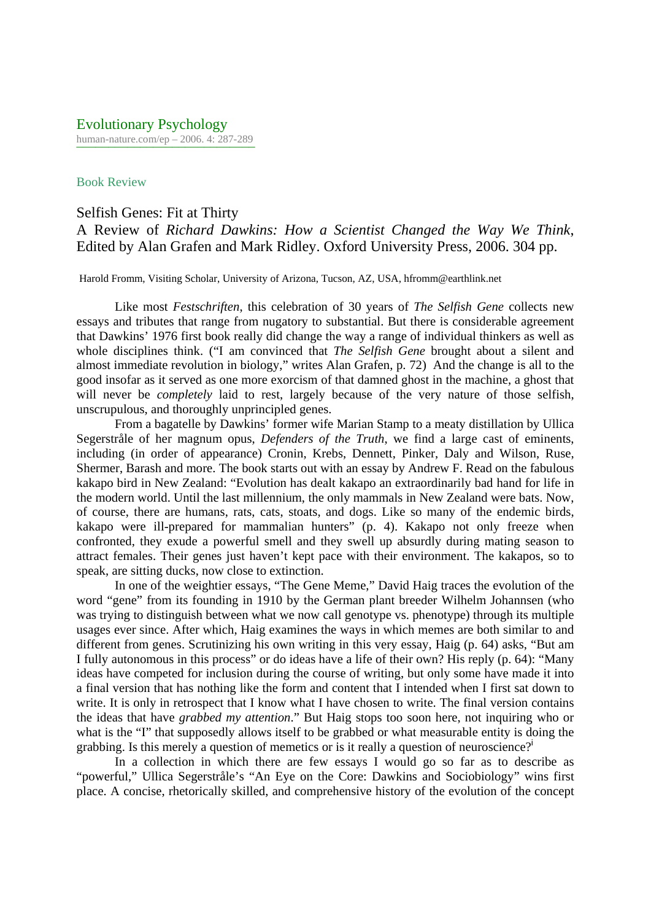Evolutionary Psychology

human-nature.com/ep – 2006. 4: 287-289

Book Review

# Selfish Genes: Fit at Thirty

## A Review of *Richard Dawkins: How a Scientist Changed the Way We Think*, Edited by Alan Grafen and Mark Ridley. Oxford University Press, 2006. 304 pp.

Harold Fromm, Visiting Scholar, University of Arizona, Tucson, AZ, USA, hfromm@earthlink.net

Like most *Festschriften*, this celebration of 30 years of *The Selfish Gene* collects new essays and tributes that range from nugatory to substantial. But there is considerable agreement that Dawkins' 1976 first book really did change the way a range of individual thinkers as well as whole disciplines think. ("I am convinced that *The Selfish Gene* brought about a silent and almost immediate revolution in biology," writes Alan Grafen, p. 72) And the change is all to the good insofar as it served as one more exorcism of that damned ghost in the machine, a ghost that will never be *completely* laid to rest, largely because of the very nature of those selfish, unscrupulous, and thoroughly unprincipled genes.

From a bagatelle by Dawkins' former wife Marian Stamp to a meaty distillation by Ullica Segerstråle of her magnum opus, *Defenders of the Truth*, we find a large cast of eminents, including (in order of appearance) Cronin, Krebs, Dennett, Pinker, Daly and Wilson, Ruse, Shermer, Barash and more. The book starts out with an essay by Andrew F. Read on the fabulous kakapo bird in New Zealand: "Evolution has dealt kakapo an extraordinarily bad hand for life in the modern world. Until the last millennium, the only mammals in New Zealand were bats. Now, of course, there are humans, rats, cats, stoats, and dogs. Like so many of the endemic birds, kakapo were ill-prepared for mammalian hunters" (p. 4). Kakapo not only freeze when confronted, they exude a powerful smell and they swell up absurdly during mating season to attract females. Their genes just haven't kept pace with their environment. The kakapos, so to speak, are sitting ducks, now close to extinction.

In one of the weightier essays, "The Gene Meme," David Haig traces the evolution of the word "gene" from its founding in 1910 by the German plant breeder Wilhelm Johannsen (who was trying to distinguish between what we now call genotype vs. phenotype) through its multiple usages ever since. After which, Haig examines the ways in which memes are both similar to and different from genes. Scrutinizing his own writing in this very essay, Haig (p. 64) asks, "But am I fully autonomous in this process" or do ideas have a life of their own? His reply (p. 64): "Many ideas have competed for inclusion during the course of writing, but only some have made it into a final version that has nothing like the form and content that I intended when I first sat down to write. It is only in retrospect that I know what I have chosen to write. The final version contains the ideas that have *grabbed my attention*." But Haig stops too soon here, not inquiring who or what is the "I" that supposedly allows itself to be grabbed or what measurable entity is doing the grabbing. Is this merely a question of memetics or is it really a question of neuroscience?[i]

In a collection in which there are few essays I would go so far as to describe as "powerful," Ullica Segerstråle's "An Eye on the Core: Dawkins and Sociobiology" wins first place. A concise, rhetorically skilled, and comprehensive history of the evolution of the concept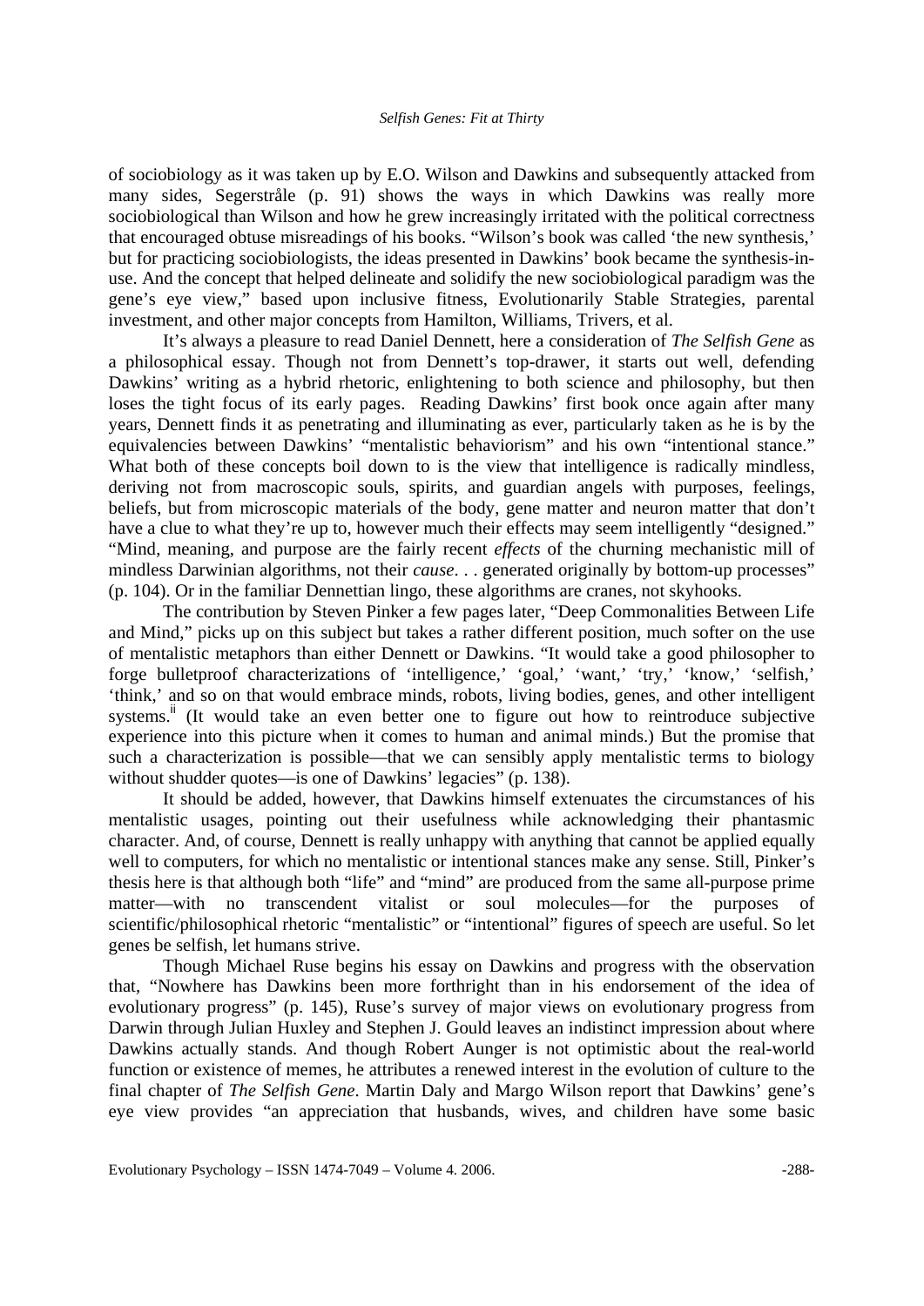of sociobiology as it was taken up by E.O. Wilson and Dawkins and subsequently attacked from many sides, Segerstråle (p. 91) shows the ways in which Dawkins was really more sociobiological than Wilson and how he grew increasingly irritated with the political correctness that encouraged obtuse misreadings of his books. "Wilson's book was called 'the new synthesis,' but for practicing sociobiologists, the ideas presented in Dawkins' book became the synthesis-in-use. And the concept that helped delineate and solidify the new sociobiological paradigm was the gene's eye view," based upon inclusive fitness, Evolutionarily Stable Strategies, parental investment, and other major concepts from Hamilton, Williams, Trivers, et al.

It's always a pleasure to read Daniel Dennett, here a consideration of *The Selfish Gene* as a philosophical essay. Though not from Dennett's top-drawer, it starts out well, defending Dawkins' writing as a hybrid rhetoric, enlightening to both science and philosophy, but then loses the tight focus of its early pages. Reading Dawkins' first book once again after many years, Dennett finds it as penetrating and illuminating as ever, particularly taken as he is by the equivalencies between Dawkins' "mentalistic behaviorism" and his own "intentional stance." What both of these concepts boil down to is the view that intelligence is radically mindless, deriving not from macroscopic souls, spirits, and guardian angels with purposes, feelings, beliefs, but from microscopic materials of the body, gene matter and neuron matter that don't have a clue to what they're up to, however much their effects may seem intelligently "designed." "Mind, meaning, and purpose are the fairly recent *effects* of the churning mechanistic mill of mindless Darwinian algorithms, not their *cause*. . . generated originally by bottom-up processes" (p. 104). Or in the familiar Dennettian lingo, these algorithms are cranes, not skyhooks.

The contribution by Steven Pinker a few pages later, "Deep Commonalities Between Life and Mind," picks up on this subject but takes a rather different position, much softer on the use of mentalistic metaphors than either Dennett or Dawkins. "It would take a good philosopher to forge bulletproof characterizations of 'intelligence,' 'goal,' 'want,' 'try,' 'know,' 'selfish,' 'think,' and so on that would embrace minds, robots, living bodies, genes, and other intelligent systems.[ii] (It would take an even better one to figure out how to reintroduce subjective experience into this picture when it comes to human and animal minds.) But the promise that such a characterization is possible—that we can sensibly apply mentalistic terms to biology without shudder quotes—is one of Dawkins' legacies" (p. 138).

It should be added, however, that Dawkins himself extenuates the circumstances of his mentalistic usages, pointing out their usefulness while acknowledging their phantasmic character. And, of course, Dennett is really unhappy with anything that cannot be applied equally well to computers, for which no mentalistic or intentional stances make any sense. Still, Pinker's thesis here is that although both "life" and "mind" are produced from the same all-purpose prime matter—with no transcendent vitalist or soul molecules—for the purposes of scientific/philosophical rhetoric "mentalistic" or "intentional" figures of speech are useful. So let genes be selfish, let humans strive.

Though Michael Ruse begins his essay on Dawkins and progress with the observation that, "Nowhere has Dawkins been more forthright than in his endorsement of the idea of evolutionary progress" (p. 145), Ruse's survey of major views on evolutionary progress from Darwin through Julian Huxley and Stephen J. Gould leaves an indistinct impression about where Dawkins actually stands. And though Robert Aunger is not optimistic about the real-world function or existence of memes, he attributes a renewed interest in the evolution of culture to the final chapter of *The Selfish Gene*. Martin Daly and Margo Wilson report that Dawkins' gene's eye view provides "an appreciation that husbands, wives, and children have some basic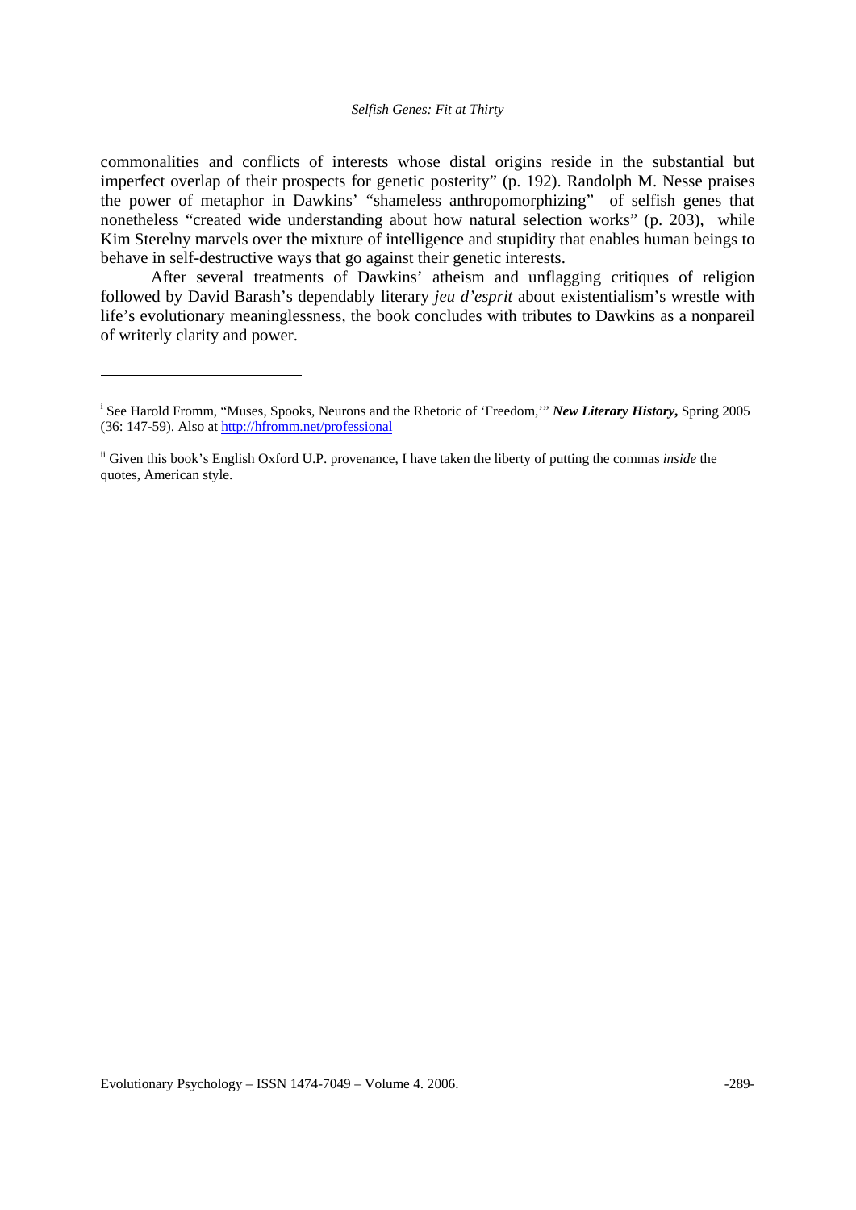commonalities and conflicts of interests whose distal origins reside in the substantial but imperfect overlap of their prospects for genetic posterity" (p. 192). Randolph M. Nesse praises the power of metaphor in Dawkins' "shameless anthropomorphizing" of selfish genes that nonetheless "created wide understanding about how natural selection works" (p. 203), while Kim Sterelny marvels over the mixture of intelligence and stupidity that enables human beings to behave in self-destructive ways that go against their genetic interests.

After several treatments of Dawkins' atheism and unflagging critiques of religion followed by David Barash's dependably literary *jeu d'esprit* about existentialism's wrestle with life's evolutionary meaninglessness, the book concludes with tributes to Dawkins as a nonpareil of writerly clarity and power.

---

[i] See Harold Fromm, "Muses, Spooks, Neurons and the Rhetoric of 'Freedom,'" ***New Literary History***, Spring 2005 (36: 147-59). Also at http://hfromm.net/professional

[ii] Given this book's English Oxford U.P. provenance, I have taken the liberty of putting the commas *inside* the quotes, American style.